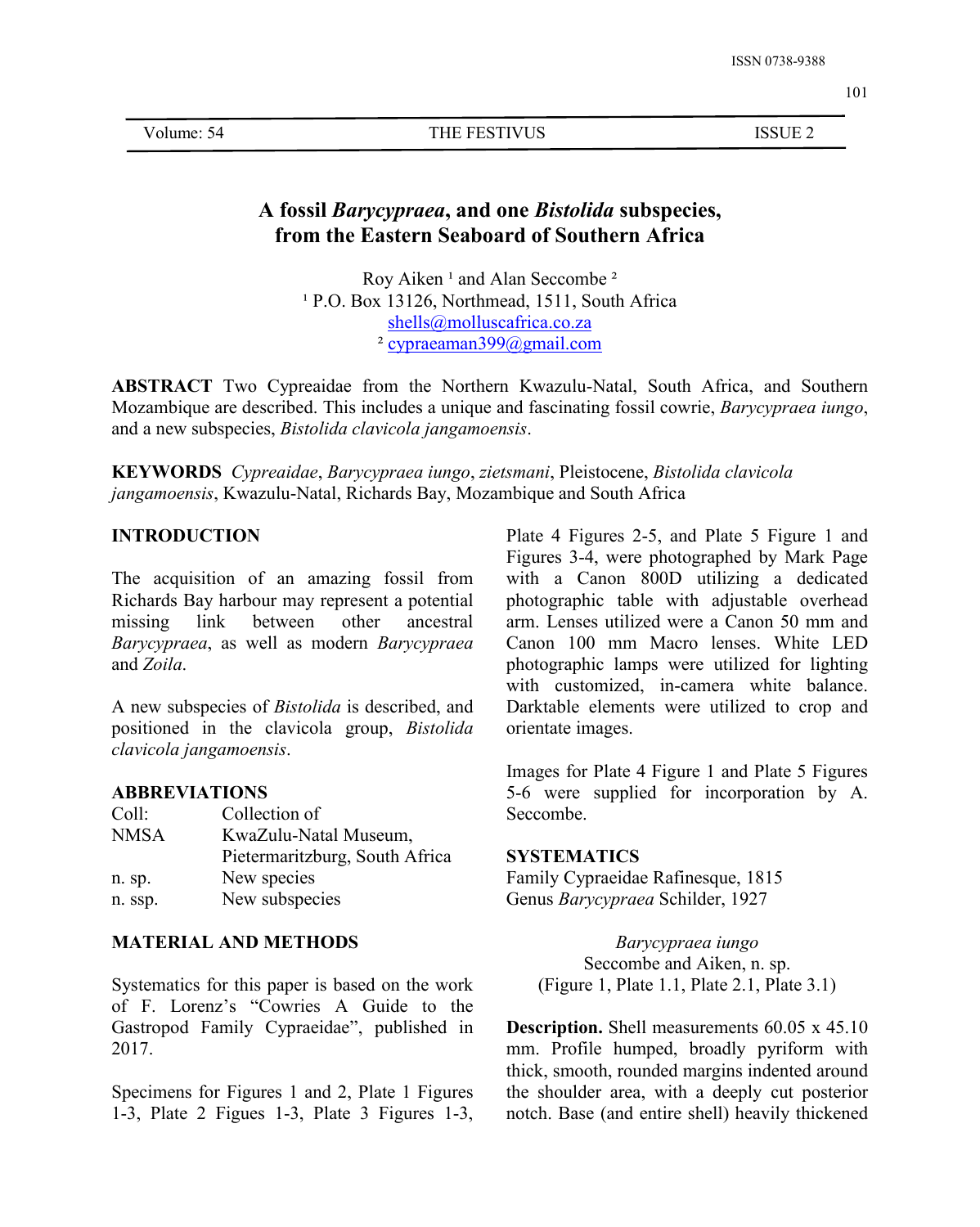# A fossil *Barycypraea*, and one *Bistolida* subspecies, from the Eastern Seaboard of Southern Africa

Roy Aiken [1] and Alan Seccombe [2]

[1] P.O. Box 13126, Northmead, 1511, South Africa
shells@molluscafrica.co.za
[2] cypraeaman399@gmail.com

**ABSTRACT** Two Cypreaidae from the Northern Kwazulu-Natal, South Africa, and Southern Mozambique are described. This includes a unique and fascinating fossil cowrie, *Barycypraea iungo*, and a new subspecies, *Bistolida clavicola jangamoensis*.

**KEYWORDS** *Cypreaidae*, *Barycypraea iungo*, *zietsmani*, Pleistocene, *Bistolida clavicola jangamoensis*, Kwazulu-Natal, Richards Bay, Mozambique and South Africa

## INTRODUCTION

The acquisition of an amazing fossil from Richards Bay harbour may represent a potential missing link between other ancestral *Barycypraea*, as well as modern *Barycypraea* and *Zoila*.

A new subspecies of *Bistolida* is described, and positioned in the clavicola group, *Bistolida clavicola jangamoensis*.

## ABBREVIATIONS

| | |
|---|---|
| Coll: | Collection of |
| NMSA | KwaZulu-Natal Museum, Pietermaritzburg, South Africa |
| n. sp. | New species |
| n. ssp. | New subspecies |

## MATERIAL AND METHODS

Systematics for this paper is based on the work of F. Lorenz's "Cowries A Guide to the Gastropod Family Cypraeidae", published in 2017.

Specimens for Figures 1 and 2, Plate 1 Figures 1-3, Plate 2 Figues 1-3, Plate 3 Figures 1-3, Plate 4 Figures 2-5, and Plate 5 Figure 1 and Figures 3-4, were photographed by Mark Page with a Canon 800D utilizing a dedicated photographic table with adjustable overhead arm. Lenses utilized were a Canon 50 mm and Canon 100 mm Macro lenses. White LED photographic lamps were utilized for lighting with customized, in-camera white balance. Darktable elements were utilized to crop and orientate images.

Images for Plate 4 Figure 1 and Plate 5 Figures 5-6 were supplied for incorporation by A. Seccombe.

## SYSTEMATICS

Family Cypraeidae Rafinesque, 1815
Genus *Barycypraea* Schilder, 1927

*Barycypraea iungo*
Seccombe and Aiken, n. sp.
(Figure 1, Plate 1.1, Plate 2.1, Plate 3.1)

**Description.** Shell measurements 60.05 x 45.10 mm. Profile humped, broadly pyriform with thick, smooth, rounded margins indented around the shoulder area, with a deeply cut posterior notch. Base (and entire shell) heavily thickened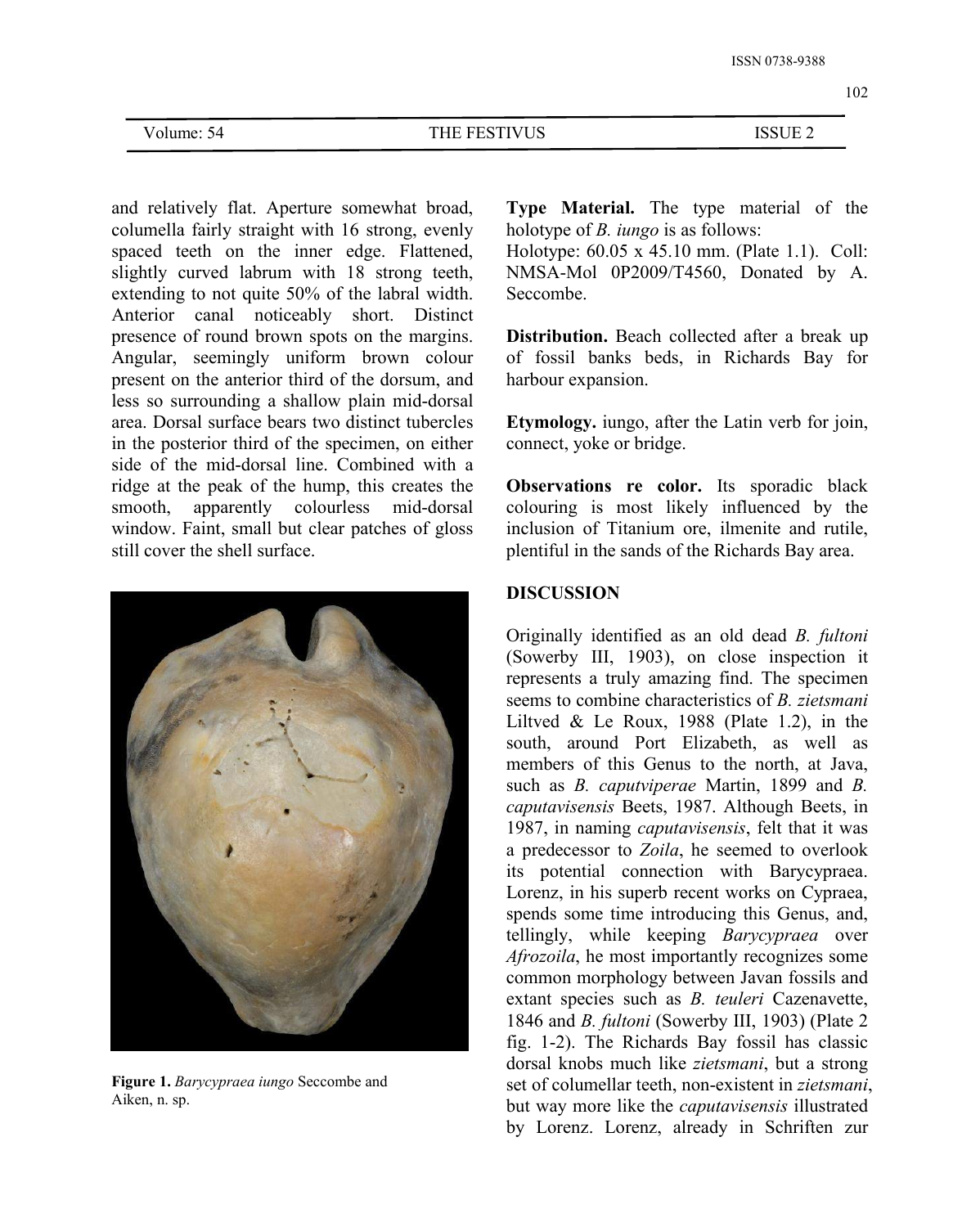and relatively flat. Aperture somewhat broad, columella fairly straight with 16 strong, evenly spaced teeth on the inner edge. Flattened, slightly curved labrum with 18 strong teeth, extending to not quite 50% of the labral width. Anterior canal noticeably short. Distinct presence of round brown spots on the margins. Angular, seemingly uniform brown colour present on the anterior third of the dorsum, and less so surrounding a shallow plain mid-dorsal area. Dorsal surface bears two distinct tubercles in the posterior third of the specimen, on either side of the mid-dorsal line. Combined with a ridge at the peak of the hump, this creates the smooth, apparently colourless mid-dorsal window. Faint, small but clear patches of gloss still cover the shell surface.

**Figure 1.** *Barycypraea iungo* Seccombe and Aiken, n. sp.

**Type Material.** The type material of the holotype of *B. iungo* is as follows:
Holotype: 60.05 x 45.10 mm. (Plate 1.1). Coll: NMSA-Mol 0P2009/T4560, Donated by A. Seccombe.

**Distribution.** Beach collected after a break up of fossil banks beds, in Richards Bay for harbour expansion.

**Etymology.** iungo, after the Latin verb for join, connect, yoke or bridge.

**Observations re color.** Its sporadic black colouring is most likely influenced by the inclusion of Titanium ore, ilmenite and rutile, plentiful in the sands of the Richards Bay area.

## DISCUSSION

Originally identified as an old dead *B. fultoni* (Sowerby III, 1903), on close inspection it represents a truly amazing find. The specimen seems to combine characteristics of *B. zietsmani* Liltved & Le Roux, 1988 (Plate 1.2), in the south, around Port Elizabeth, as well as members of this Genus to the north, at Java, such as *B. caputviperae* Martin, 1899 and *B. caputavisensis* Beets, 1987. Although Beets, in 1987, in naming *caputavisensis*, felt that it was a predecessor to *Zoila*, he seemed to overlook its potential connection with Barycypraea. Lorenz, in his superb recent works on Cypraea, spends some time introducing this Genus, and, tellingly, while keeping *Barycypraea* over *Afrozoila*, he most importantly recognizes some common morphology between Javan fossils and extant species such as *B. teuleri* Cazenavette, 1846 and *B. fultoni* (Sowerby III, 1903) (Plate 2 fig. 1-2). The Richards Bay fossil has classic dorsal knobs much like *zietsmani*, but a strong set of columellar teeth, non-existent in *zietsmani*, but way more like the *caputavisensis* illustrated by Lorenz. Lorenz, already in Schriften zur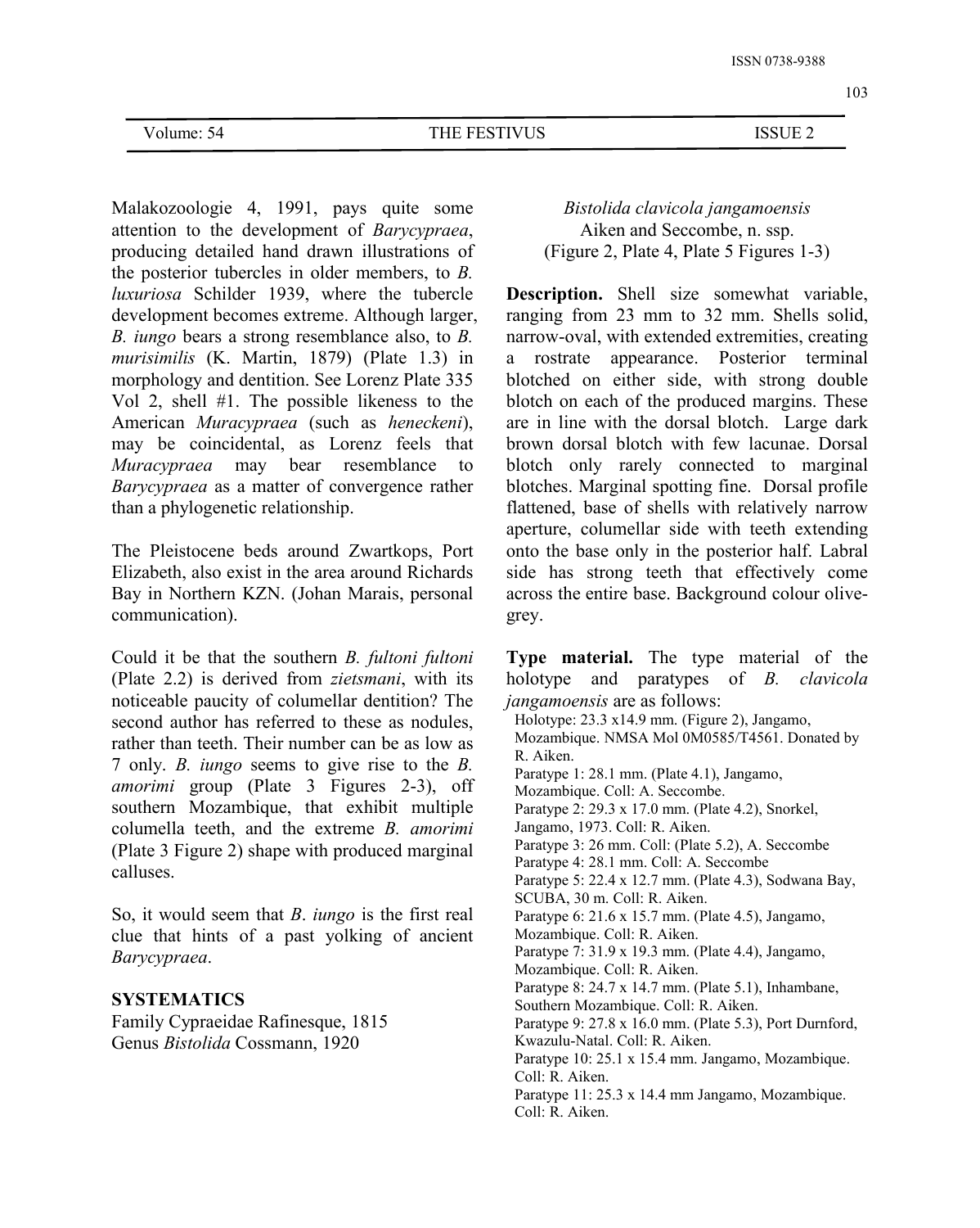Malakozoologie 4, 1991, pays quite some attention to the development of *Barycypraea*, producing detailed hand drawn illustrations of the posterior tubercles in older members, to *B. luxuriosa* Schilder 1939, where the tubercle development becomes extreme. Although larger, *B. iungo* bears a strong resemblance also, to *B. murisimilis* (K. Martin, 1879) (Plate 1.3) in morphology and dentition. See Lorenz Plate 335 Vol 2, shell #1. The possible likeness to the American *Muracypraea* (such as *heneckeni*), may be coincidental, as Lorenz feels that *Muracypraea* may bear resemblance to *Barycypraea* as a matter of convergence rather than a phylogenetic relationship.

The Pleistocene beds around Zwartkops, Port Elizabeth, also exist in the area around Richards Bay in Northern KZN. (Johan Marais, personal communication).

Could it be that the southern *B. fultoni fultoni* (Plate 2.2) is derived from *zietsmani*, with its noticeable paucity of columellar dentition? The second author has referred to these as nodules, rather than teeth. Their number can be as low as 7 only. *B. iungo* seems to give rise to the *B. amorimi* group (Plate 3 Figures 2-3), off southern Mozambique, that exhibit multiple columella teeth, and the extreme *B. amorimi* (Plate 3 Figure 2) shape with produced marginal calluses.

So, it would seem that *B*. *iungo* is the first real clue that hints of a past yolking of ancient *Barycypraea*.

## SYSTEMATICS

Family Cypraeidae Rafinesque, 1815
Genus *Bistolida* Cossmann, 1920

### *Bistolida clavicola jangamoensis*
Aiken and Seccombe, n. ssp.
(Figure 2, Plate 4, Plate 5 Figures 1-3)

**Description.** Shell size somewhat variable, ranging from 23 mm to 32 mm. Shells solid, narrow-oval, with extended extremities, creating a rostrate appearance. Posterior terminal blotched on either side, with strong double blotch on each of the produced margins. These are in line with the dorsal blotch. Large dark brown dorsal blotch with few lacunae. Dorsal blotch only rarely connected to marginal blotches. Marginal spotting fine. Dorsal profile flattened, base of shells with relatively narrow aperture, columellar side with teeth extending onto the base only in the posterior half. Labral side has strong teeth that effectively come across the entire base. Background colour olive-grey.

**Type material.** The type material of the holotype and paratypes of *B. clavicola jangamoensis* are as follows:

Holotype: 23.3 x14.9 mm. (Figure 2), Jangamo, Mozambique. NMSA Mol 0M0585/T4561. Donated by R. Aiken.
Paratype 1: 28.1 mm. (Plate 4.1), Jangamo, Mozambique. Coll: A. Seccombe.
Paratype 2: 29.3 x 17.0 mm. (Plate 4.2), Snorkel, Jangamo, 1973. Coll: R. Aiken.
Paratype 3: 26 mm. Coll: (Plate 5.2), A. Seccombe
Paratype 4: 28.1 mm. Coll: A. Seccombe
Paratype 5: 22.4 x 12.7 mm. (Plate 4.3), Sodwana Bay, SCUBA, 30 m. Coll: R. Aiken.
Paratype 6: 21.6 x 15.7 mm. (Plate 4.5), Jangamo, Mozambique. Coll: R. Aiken.
Paratype 7: 31.9 x 19.3 mm. (Plate 4.4), Jangamo, Mozambique. Coll: R. Aiken.
Paratype 8: 24.7 x 14.7 mm. (Plate 5.1), Inhambane, Southern Mozambique. Coll: R. Aiken.
Paratype 9: 27.8 x 16.0 mm. (Plate 5.3), Port Durnford, Kwazulu-Natal. Coll: R. Aiken.
Paratype 10: 25.1 x 15.4 mm. Jangamo, Mozambique. Coll: R. Aiken.
Paratype 11: 25.3 x 14.4 mm Jangamo, Mozambique. Coll: R. Aiken.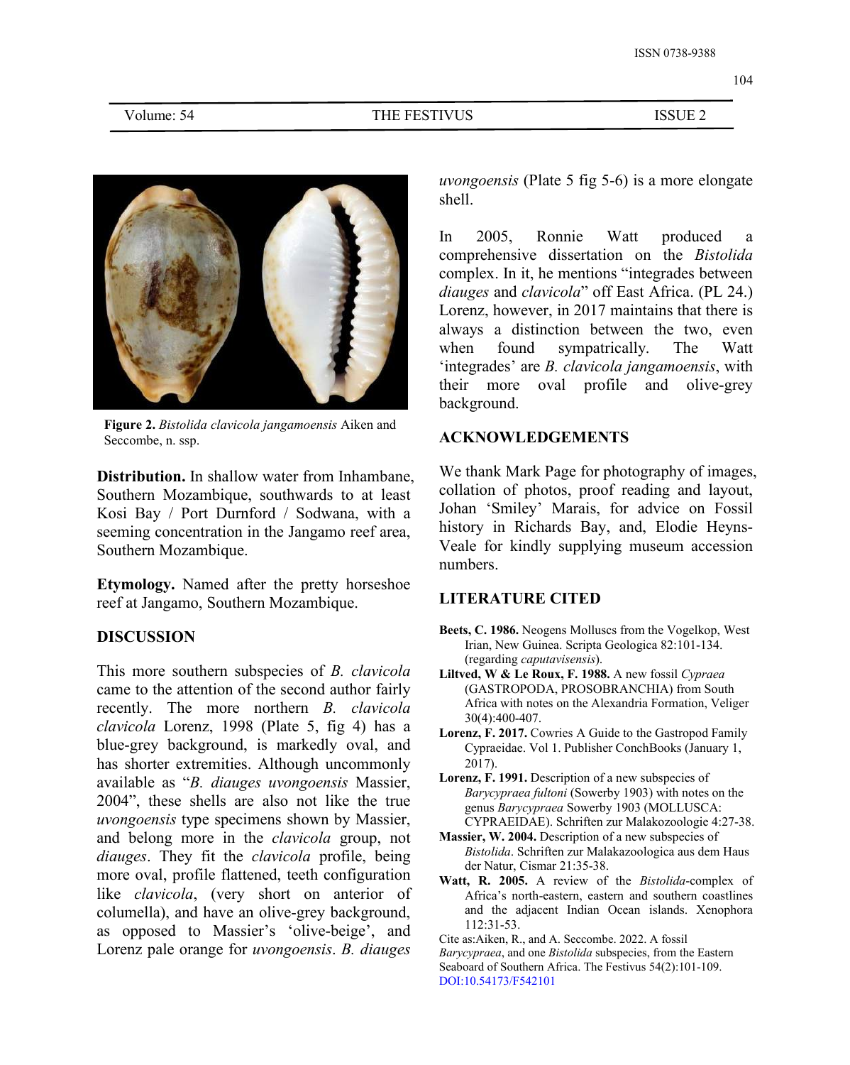**Figure 2.** *Bistolida clavicola jangamoensis* Aiken and Seccombe, n. ssp.

**Distribution.** In shallow water from Inhambane, Southern Mozambique, southwards to at least Kosi Bay / Port Durnford / Sodwana, with a seeming concentration in the Jangamo reef area, Southern Mozambique.

**Etymology.** Named after the pretty horseshoe reef at Jangamo, Southern Mozambique.

## DISCUSSION

This more southern subspecies of *B. clavicola* came to the attention of the second author fairly recently. The more northern *B. clavicola clavicola* Lorenz, 1998 (Plate 5, fig 4) has a blue-grey background, is markedly oval, and has shorter extremities. Although uncommonly available as "*B. diauges uvongoensis* Massier, 2004", these shells are also not like the true *uvongoensis* type specimens shown by Massier, and belong more in the *clavicola* group, not *diauges*. They fit the *clavicola* profile, being more oval, profile flattened, teeth configuration like *clavicola*, (very short on anterior of columella), and have an olive-grey background, as opposed to Massier's 'olive-beige', and Lorenz pale orange for *uvongoensis*. *B. diauges uvongoensis* (Plate 5 fig 5-6) is a more elongate shell.

In 2005, Ronnie Watt produced a comprehensive dissertation on the *Bistolida* complex. In it, he mentions "integrades between *diauges* and *clavicola*" off East Africa. (PL 24.) Lorenz, however, in 2017 maintains that there is always a distinction between the two, even when found sympatrically. The Watt 'integrades' are *B. clavicola jangamoensis*, with their more oval profile and olive-grey background.

## ACKNOWLEDGEMENTS

We thank Mark Page for photography of images, collation of photos, proof reading and layout, Johan 'Smiley' Marais, for advice on Fossil history in Richards Bay, and, Elodie Heyns-Veale for kindly supplying museum accession numbers.

## LITERATURE CITED

**Beets, C. 1986.** Neogens Molluscs from the Vogelkop, West Irian, New Guinea. Scripta Geologica 82:101-134. (regarding *caputavisensis*).

**Liltved, W & Le Roux, F. 1988.** A new fossil *Cypraea* (GASTROPODA, PROSOBRANCHIA) from South Africa with notes on the Alexandria Formation, Veliger 30(4):400-407.

**Lorenz, F. 2017.** Cowries A Guide to the Gastropod Family Cypraeidae. Vol 1. Publisher ConchBooks (January 1, 2017).

**Lorenz, F. 1991.** Description of a new subspecies of *Barycypraea fultoni* (Sowerby 1903) with notes on the genus *Barycypraea* Sowerby 1903 (MOLLUSCA: CYPRAEIDAE). Schriften zur Malakozoologie 4:27-38.

**Massier, W. 2004.** Description of a new subspecies of *Bistolida*. Schriften zur Malakazoologica aus dem Haus der Natur, Cismar 21:35-38.

**Watt, R. 2005.** A review of the *Bistolida*-complex of Africa's north-eastern, eastern and southern coastlines and the adjacent Indian Ocean islands. Xenophora 112:31-53.

Cite as:Aiken, R., and A. Seccombe. 2022. A fossil *Barycypraea*, and one *Bistolida* subspecies, from the Eastern Seaboard of Southern Africa. The Festivus 54(2):101-109. DOI:10.54173/F542101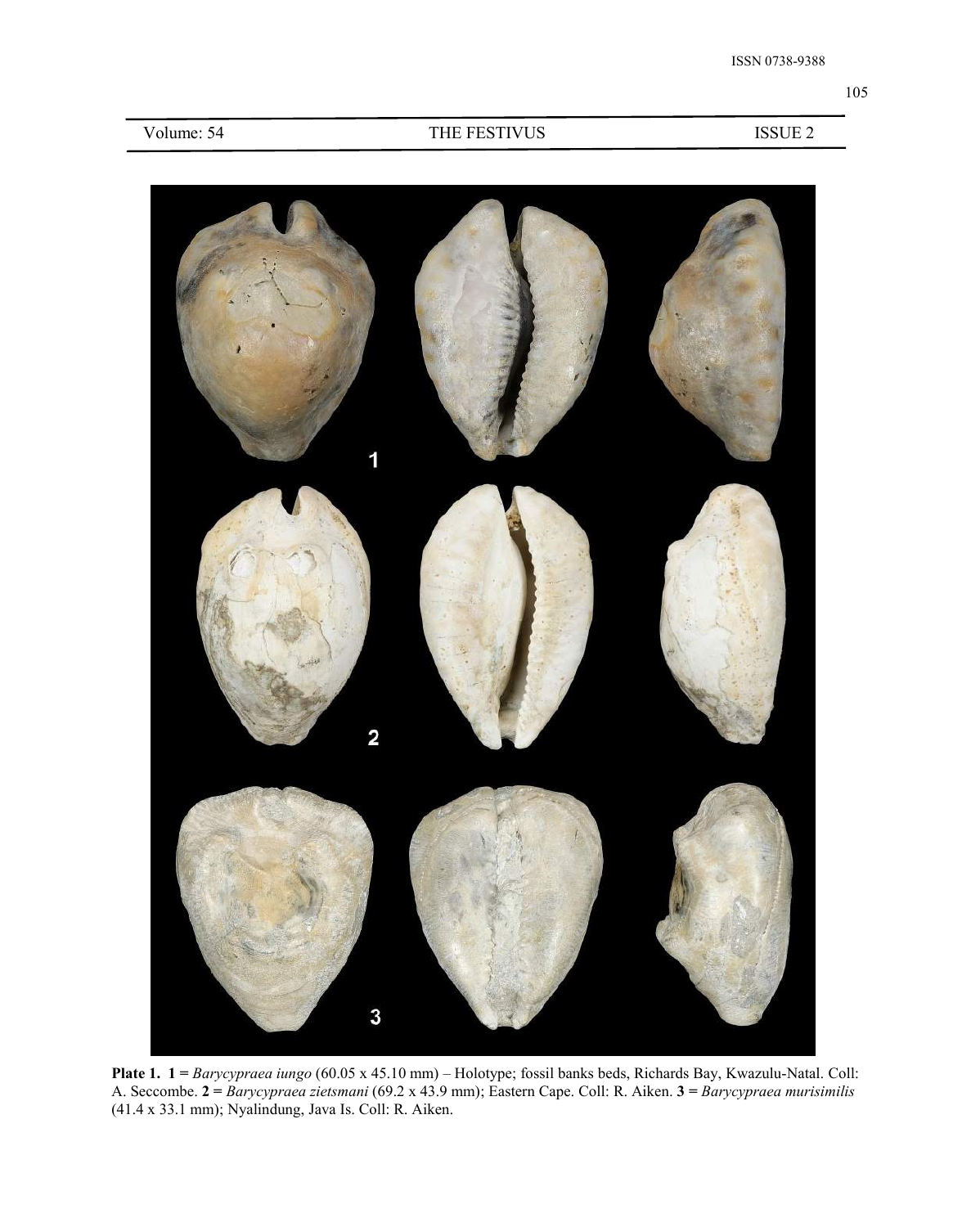**Plate 1. 1 =** *Barycypraea iungo* (60.05 x 45.10 mm) – Holotype; fossil banks beds, Richards Bay, Kwazulu-Natal. Coll: A. Seccombe. **2 =** *Barycypraea zietsmani* (69.2 x 43.9 mm); Eastern Cape. Coll: R. Aiken. **3 =** *Barycypraea murisimilis* (41.4 x 33.1 mm); Nyalindung, Java Is. Coll: R. Aiken.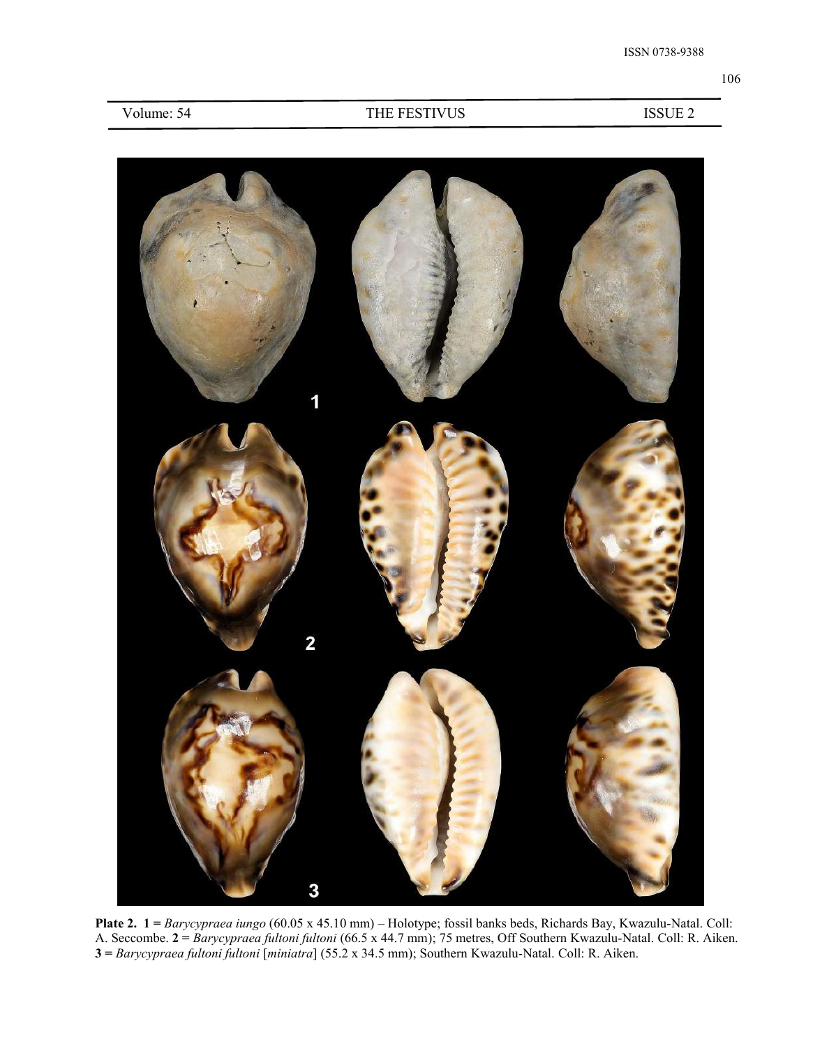**Plate 2.** **1 =** *Barycypraea iungo* (60.05 x 45.10 mm) – Holotype; fossil banks beds, Richards Bay, Kwazulu-Natal. Coll: A. Seccombe. **2 =** *Barycypraea fultoni fultoni* (66.5 x 44.7 mm); 75 metres, Off Southern Kwazulu-Natal. Coll: R. Aiken. **3 =** *Barycypraea fultoni fultoni* [*miniatra*] (55.2 x 34.5 mm); Southern Kwazulu-Natal. Coll: R. Aiken.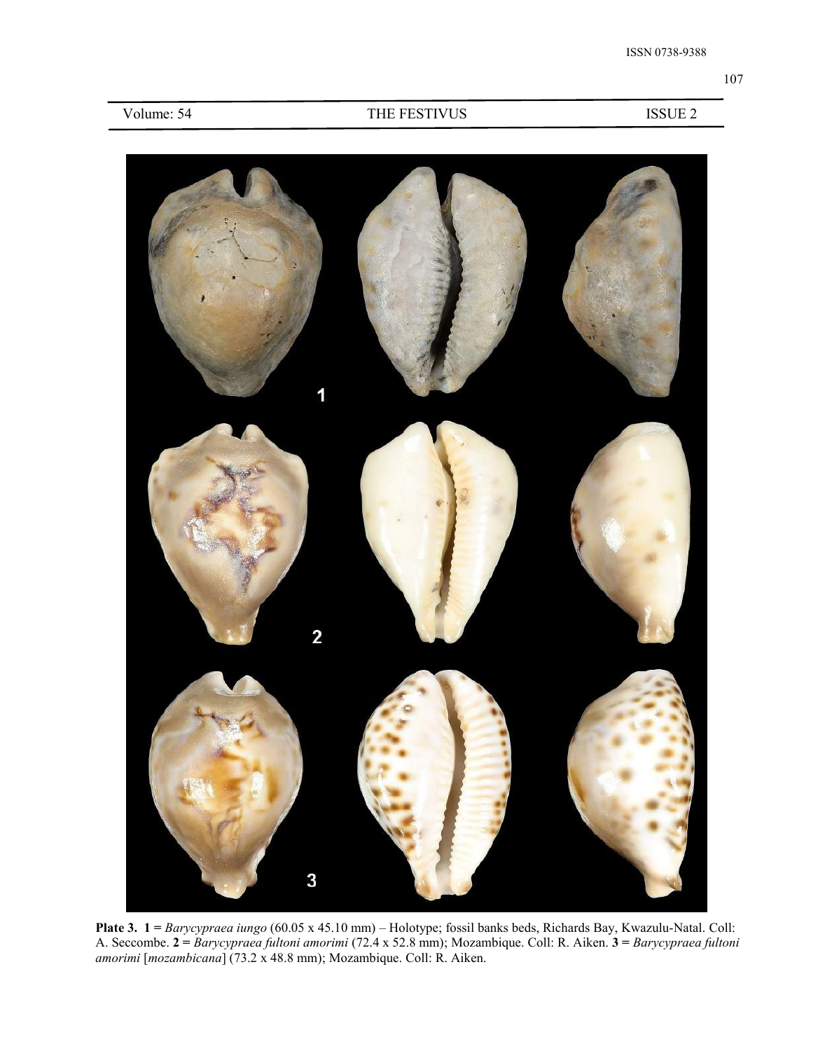**Plate 3.** **1 =** *Barycypraea iungo* (60.05 x 45.10 mm) – Holotype; fossil banks beds, Richards Bay, Kwazulu-Natal. Coll: A. Seccombe. **2 =** *Barycypraea fultoni amorimi* (72.4 x 52.8 mm); Mozambique. Coll: R. Aiken. **3 =** *Barycypraea fultoni amorimi* [*mozambicana*] (73.2 x 48.8 mm); Mozambique. Coll: R. Aiken.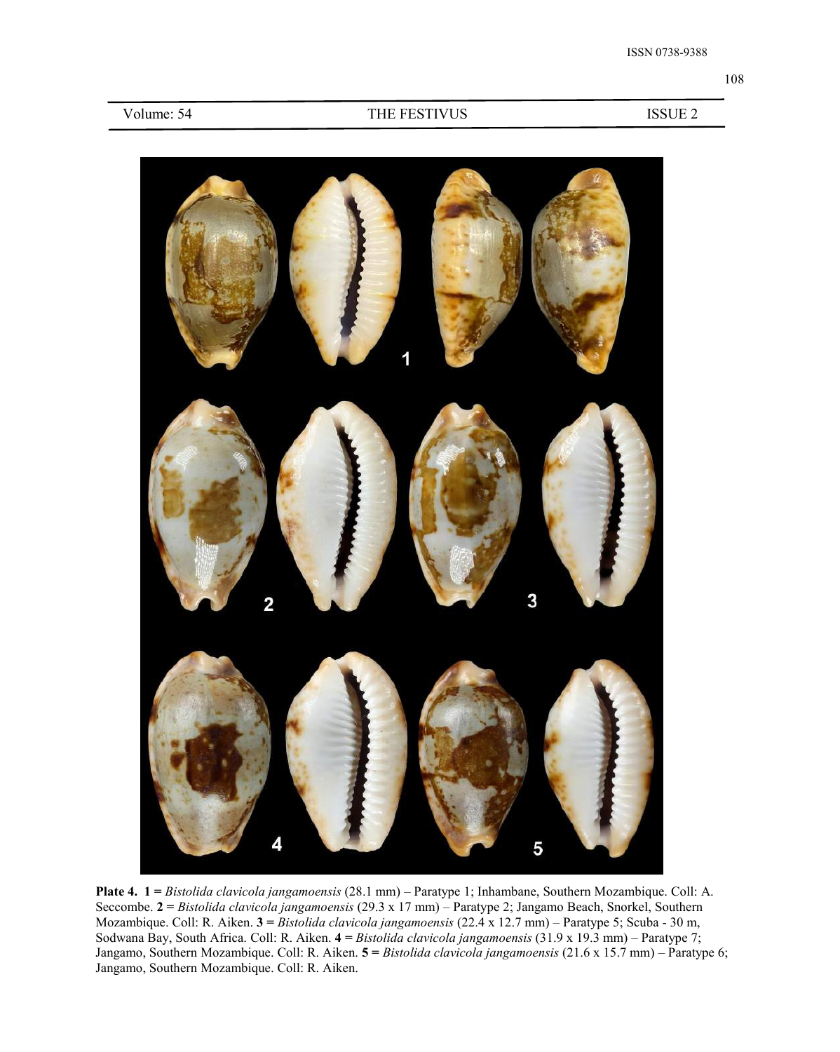**Plate 4. 1 =** *Bistolida clavicola jangamoensis* (28.1 mm) – Paratype 1; Inhambane, Southern Mozambique. Coll: A. Seccombe. **2 =** *Bistolida clavicola jangamoensis* (29.3 x 17 mm) – Paratype 2; Jangamo Beach, Snorkel, Southern Mozambique. Coll: R. Aiken. **3 =** *Bistolida clavicola jangamoensis* (22.4 x 12.7 mm) – Paratype 5; Scuba - 30 m, Sodwana Bay, South Africa. Coll: R. Aiken. **4 =** *Bistolida clavicola jangamoensis* (31.9 x 19.3 mm) – Paratype 7; Jangamo, Southern Mozambique. Coll: R. Aiken. **5 =** *Bistolida clavicola jangamoensis* (21.6 x 15.7 mm) – Paratype 6; Jangamo, Southern Mozambique. Coll: R. Aiken.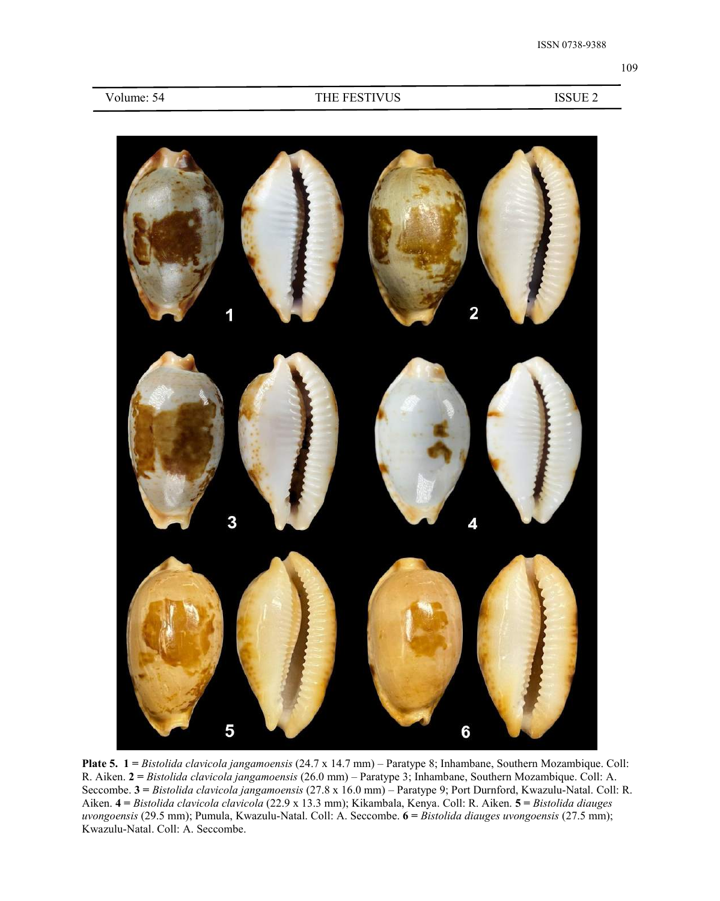**Plate 5.** **1 =** *Bistolida clavicola jangamoensis* (24.7 x 14.7 mm) – Paratype 8; Inhambane, Southern Mozambique. Coll: R. Aiken. **2 =** *Bistolida clavicola jangamoensis* (26.0 mm) – Paratype 3; Inhambane, Southern Mozambique. Coll: A. Seccombe. **3 =** *Bistolida clavicola jangamoensis* (27.8 x 16.0 mm) – Paratype 9; Port Durnford, Kwazulu-Natal. Coll: R. Aiken. **4 =** *Bistolida clavicola clavicola* (22.9 x 13.3 mm); Kikambala, Kenya. Coll: R. Aiken. **5 =** *Bistolida diauges uvongoensis* (29.5 mm); Pumula, Kwazulu-Natal. Coll: A. Seccombe. **6 =** *Bistolida diauges uvongoensis* (27.5 mm); Kwazulu-Natal. Coll: A. Seccombe.